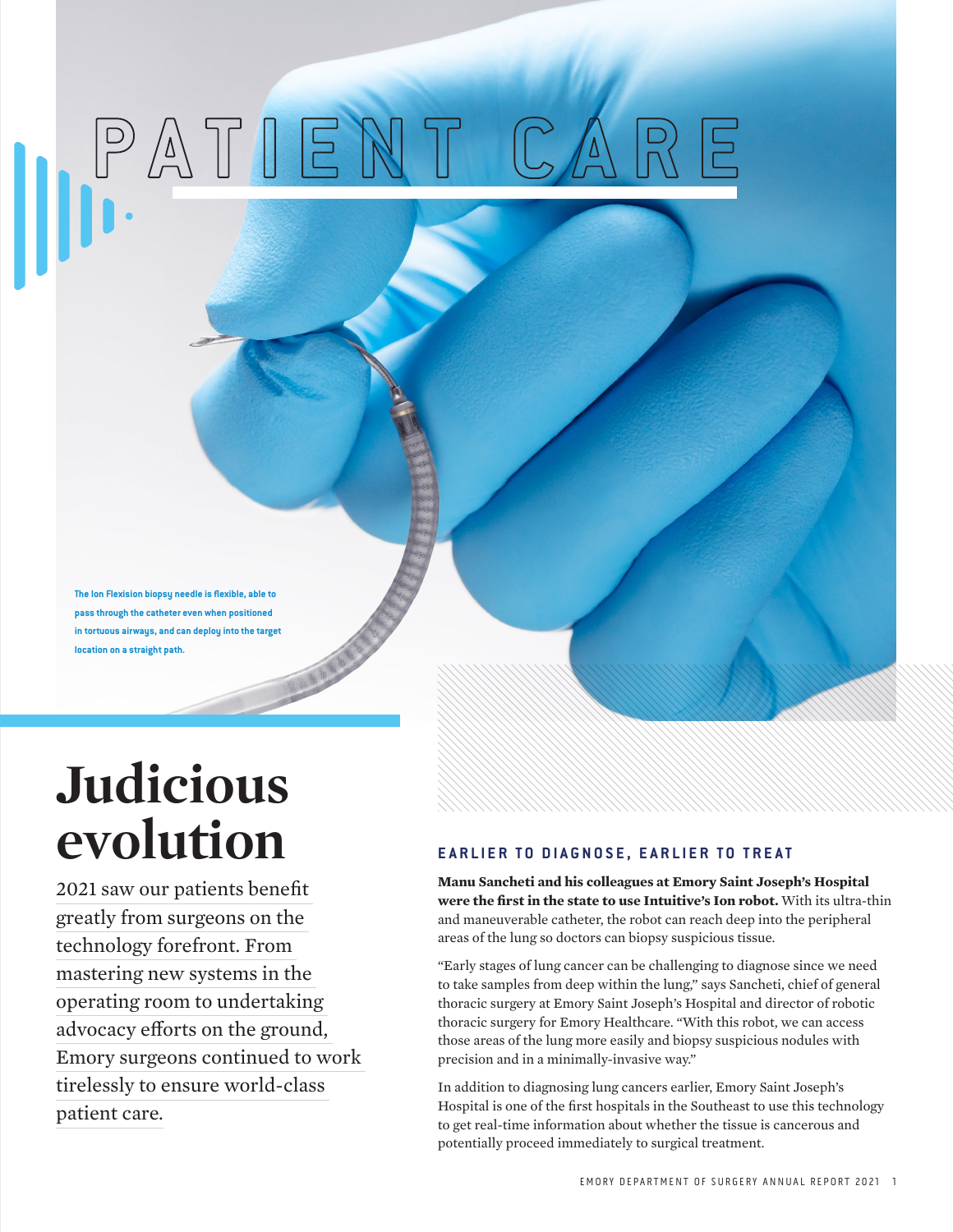# PATIENT CARE

The Ion Flexision biopsy needle is flexible, able to pass through the catheter even when positioned in tortuous airways, and can deploy into the target location on a straight path.

## Judicious evolution

2021 saw our patients benefit greatly from surgeons on the technology forefront. From mastering new systems in the operating room to undertaking advocacy efforts on the ground, Emory surgeons continued to work tirelessly to ensure world-class patient care.

### EARLIER TO DIAGNOSE, EARLIER TO TREAT

**Manu Sancheti and his colleagues at Emory Saint Joseph's Hospital were the first in the state to use Intuitive's Ion robot.** With its ultra-thin and maneuverable catheter, the robot can reach deep into the peripheral areas of the lung so doctors can biopsy suspicious tissue.

"Early stages of lung cancer can be challenging to diagnose since we need to take samples from deep within the lung," says Sancheti, chief of general thoracic surgery at Emory Saint Joseph's Hospital and director of robotic thoracic surgery for Emory Healthcare. "With this robot, we can access those areas of the lung more easily and biopsy suspicious nodules with precision and in a minimally-invasive way."

In addition to diagnosing lung cancers earlier, Emory Saint Joseph's Hospital is one of the first hospitals in the Southeast to use this technology to get real-time information about whether the tissue is cancerous and potentially proceed immediately to surgical treatment.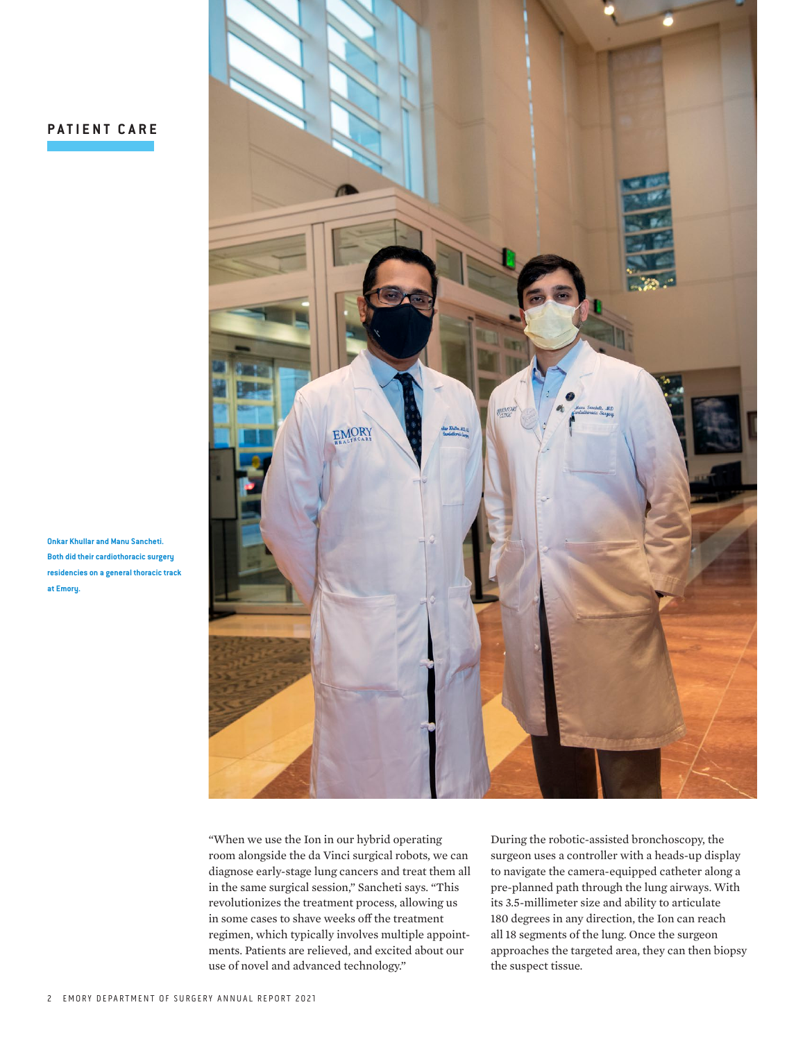## PATIENT CARE

**Onkar Khullar and Manu Sancheti. Both did their cardiothoracic surgery residencies on a general thoracic track at Emory.**

"When we use the Ion in our hybrid operating room alongside the da Vinci surgical robots, we can diagnose early-stage lung cancers and treat them all in the same surgical session," Sancheti says. "This revolutionizes the treatment process, allowing us in some cases to shave weeks off the treatment regimen, which typically involves multiple appointments. Patients are relieved, and excited about our use of novel and advanced technology."

During the robotic-assisted bronchoscopy, the surgeon uses a controller with a heads-up display to navigate the camera-equipped catheter along a pre-planned path through the lung airways. With its 3.5-millimeter size and ability to articulate 180 degrees in any direction, the Ion can reach all 18 segments of the lung. Once the surgeon approaches the targeted area, they can then biopsy the suspect tissue.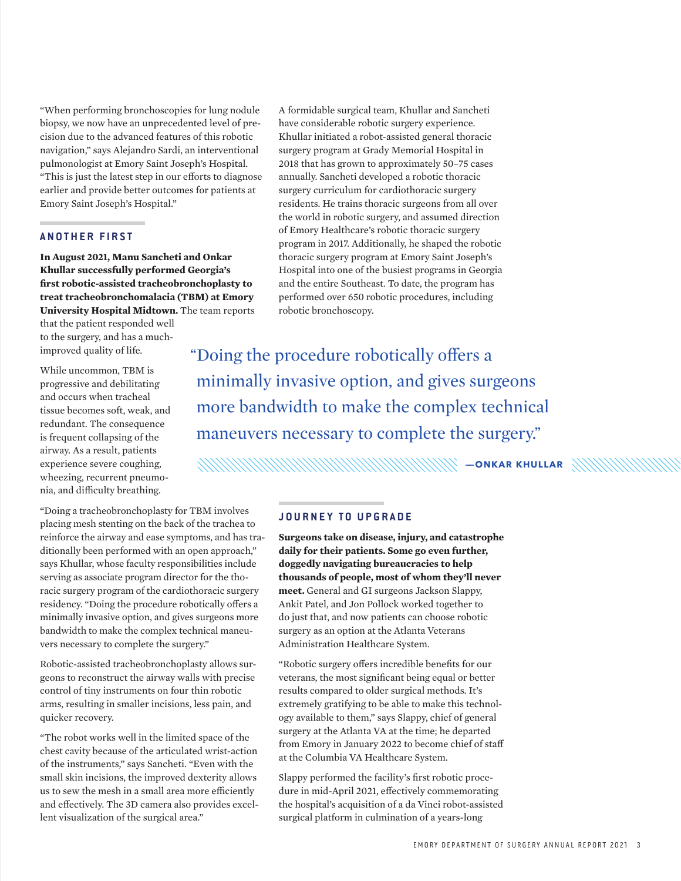"When performing bronchoscopies for lung nodule biopsy, we now have an unprecedented level of precision due to the advanced features of this robotic navigation," says Alejandro Sardi, an interventional pulmonologist at Emory Saint Joseph's Hospital. "This is just the latest step in our efforts to diagnose earlier and provide better outcomes for patients at Emory Saint Joseph's Hospital."

## ANOTHER FIRST

**In August 2021, Manu Sancheti and Onkar Khullar successfully performed Georgia's first robotic-assisted tracheobronchoplasty to treat tracheobronchomalacia (TBM) at Emory University Hospital Midtown.** The team reports that the patient responded well to the surgery, and has a much-improved quality of life.

While uncommon, TBM is progressive and debilitating and occurs when tracheal tissue becomes soft, weak, and redundant. The consequence is frequent collapsing of the airway. As a result, patients experience severe coughing, wheezing, recurrent pneumonia, and difficulty breathing.

"Doing a tracheobronchoplasty for TBM involves placing mesh stenting on the back of the trachea to reinforce the airway and ease symptoms, and has traditionally been performed with an open approach," says Khullar, whose faculty responsibilities include serving as associate program director for the thoracic surgery program of the cardiothoracic surgery residency. "Doing the procedure robotically offers a minimally invasive option, and gives surgeons more bandwidth to make the complex technical maneuvers necessary to complete the surgery."

Robotic-assisted tracheobronchoplasty allows surgeons to reconstruct the airway walls with precise control of tiny instruments on four thin robotic arms, resulting in smaller incisions, less pain, and quicker recovery.

"The robot works well in the limited space of the chest cavity because of the articulated wrist-action of the instruments," says Sancheti. "Even with the small skin incisions, the improved dexterity allows us to sew the mesh in a small area more efficiently and effectively. The 3D camera also provides excellent visualization of the surgical area."

A formidable surgical team, Khullar and Sancheti have considerable robotic surgery experience. Khullar initiated a robot-assisted general thoracic surgery program at Grady Memorial Hospital in 2018 that has grown to approximately 50–75 cases annually. Sancheti developed a robotic thoracic surgery curriculum for cardiothoracic surgery residents. He trains thoracic surgeons from all over the world in robotic surgery, and assumed direction of Emory Healthcare's robotic thoracic surgery program in 2017. Additionally, he shaped the robotic thoracic surgery program at Emory Saint Joseph's Hospital into one of the busiest programs in Georgia and the entire Southeast. To date, the program has performed over 650 robotic procedures, including robotic bronchoscopy.

> "Doing the procedure robotically offers a minimally invasive option, and gives surgeons more bandwidth to make the complex technical maneuvers necessary to complete the surgery."
>
> **—ONKAR KHULLAR**

## JOURNEY TO UPGRADE

**Surgeons take on disease, injury, and catastrophe daily for their patients. Some go even further, doggedly navigating bureaucracies to help thousands of people, most of whom they'll never meet.** General and GI surgeons Jackson Slappy, Ankit Patel, and Jon Pollock worked together to do just that, and now patients can choose robotic surgery as an option at the Atlanta Veterans Administration Healthcare System.

"Robotic surgery offers incredible benefits for our veterans, the most significant being equal or better results compared to older surgical methods. It's extremely gratifying to be able to make this technology available to them," says Slappy, chief of general surgery at the Atlanta VA at the time; he departed from Emory in January 2022 to become chief of staff at the Columbia VA Healthcare System.

Slappy performed the facility's first robotic procedure in mid-April 2021, effectively commemorating the hospital's acquisition of a da Vinci robot-assisted surgical platform in culmination of a years-long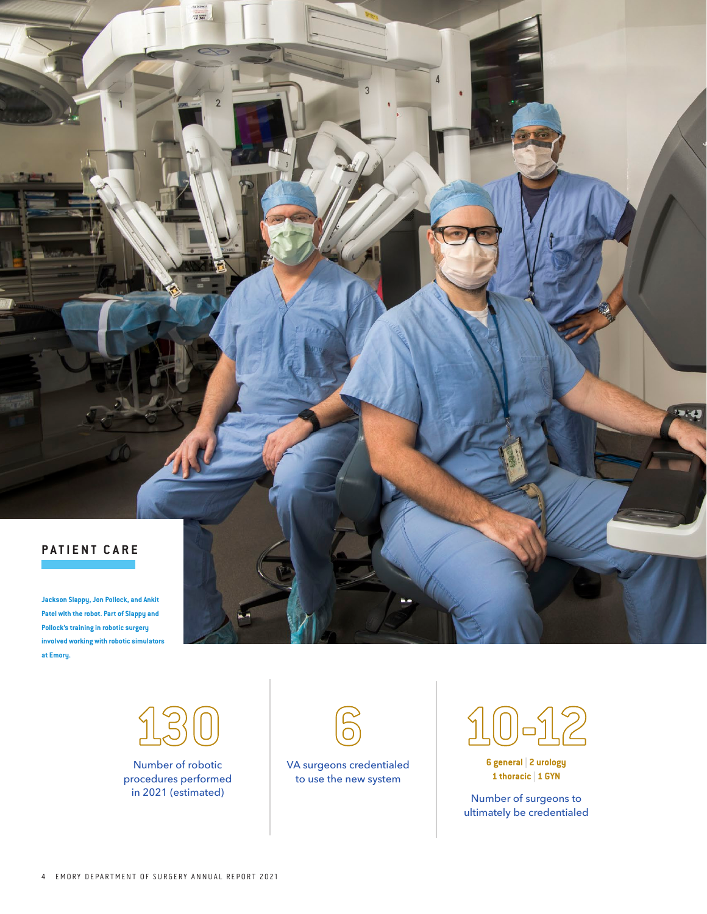## PATIENT CARE

**Jackson Slappy, Jon Pollock, and Ankit Patel with the robot. Part of Slappy and Pollock's training in robotic surgery involved working with robotic simulators at Emory.**

**130**

Number of robotic procedures performed in 2021 (estimated)

**6**

VA surgeons credentialed to use the new system

**10-12**

**6 general | 2 urology**
**1 thoracic | 1 GYN**

Number of surgeons to ultimately be credentialed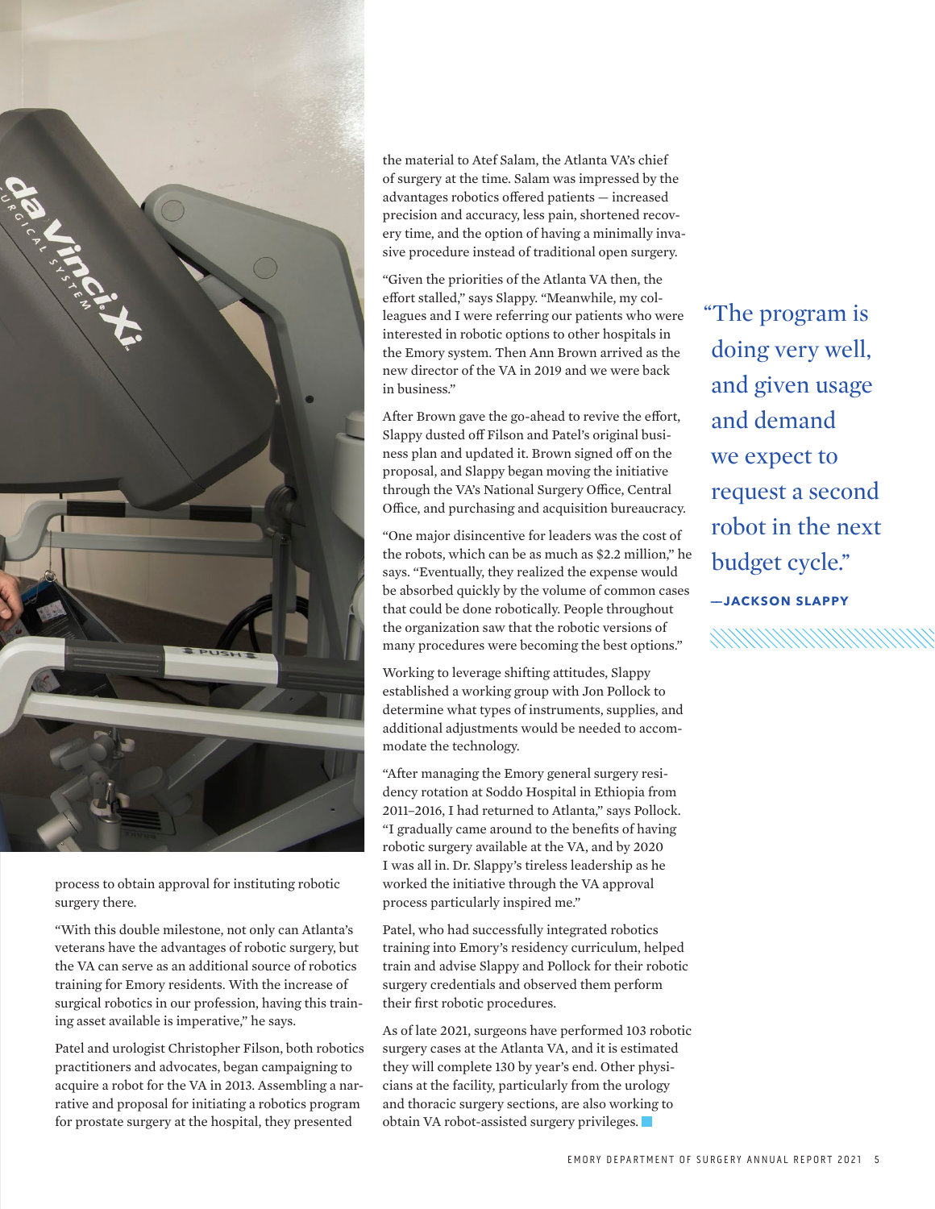process to obtain approval for instituting robotic surgery there.

"With this double milestone, not only can Atlanta's veterans have the advantages of robotic surgery, but the VA can serve as an additional source of robotics training for Emory residents. With the increase of surgical robotics in our profession, having this training asset available is imperative," he says.

Patel and urologist Christopher Filson, both robotics practitioners and advocates, began campaigning to acquire a robot for the VA in 2013. Assembling a narrative and proposal for initiating a robotics program for prostate surgery at the hospital, they presented the material to Atef Salam, the Atlanta VA's chief of surgery at the time. Salam was impressed by the advantages robotics offered patients — increased precision and accuracy, less pain, shortened recovery time, and the option of having a minimally invasive procedure instead of traditional open surgery.

"Given the priorities of the Atlanta VA then, the effort stalled," says Slappy. "Meanwhile, my colleagues and I were referring our patients who were interested in robotic options to other hospitals in the Emory system. Then Ann Brown arrived as the new director of the VA in 2019 and we were back in business."

After Brown gave the go-ahead to revive the effort, Slappy dusted off Filson and Patel's original business plan and updated it. Brown signed off on the proposal, and Slappy began moving the initiative through the VA's National Surgery Office, Central Office, and purchasing and acquisition bureaucracy.

"One major disincentive for leaders was the cost of the robots, which can be as much as $2.2 million," he says. "Eventually, they realized the expense would be absorbed quickly by the volume of common cases that could be done robotically. People throughout the organization saw that the robotic versions of many procedures were becoming the best options."

Working to leverage shifting attitudes, Slappy established a working group with Jon Pollock to determine what types of instruments, supplies, and additional adjustments would be needed to accommodate the technology.

"After managing the Emory general surgery residency rotation at Soddo Hospital in Ethiopia from 2011–2016, I had returned to Atlanta," says Pollock. "I gradually came around to the benefits of having robotic surgery available at the VA, and by 2020 I was all in. Dr. Slappy's tireless leadership as he worked the initiative through the VA approval process particularly inspired me."

Patel, who had successfully integrated robotics training into Emory's residency curriculum, helped train and advise Slappy and Pollock for their robotic surgery credentials and observed them perform their first robotic procedures.

As of late 2021, surgeons have performed 103 robotic surgery cases at the Atlanta VA, and it is estimated they will complete 130 by year's end. Other physicians at the facility, particularly from the urology and thoracic surgery sections, are also working to obtain VA robot-assisted surgery privileges.

> "The program is doing very well, and given usage and demand we expect to request a second robot in the next budget cycle."
>
> **—JACKSON SLAPPY**